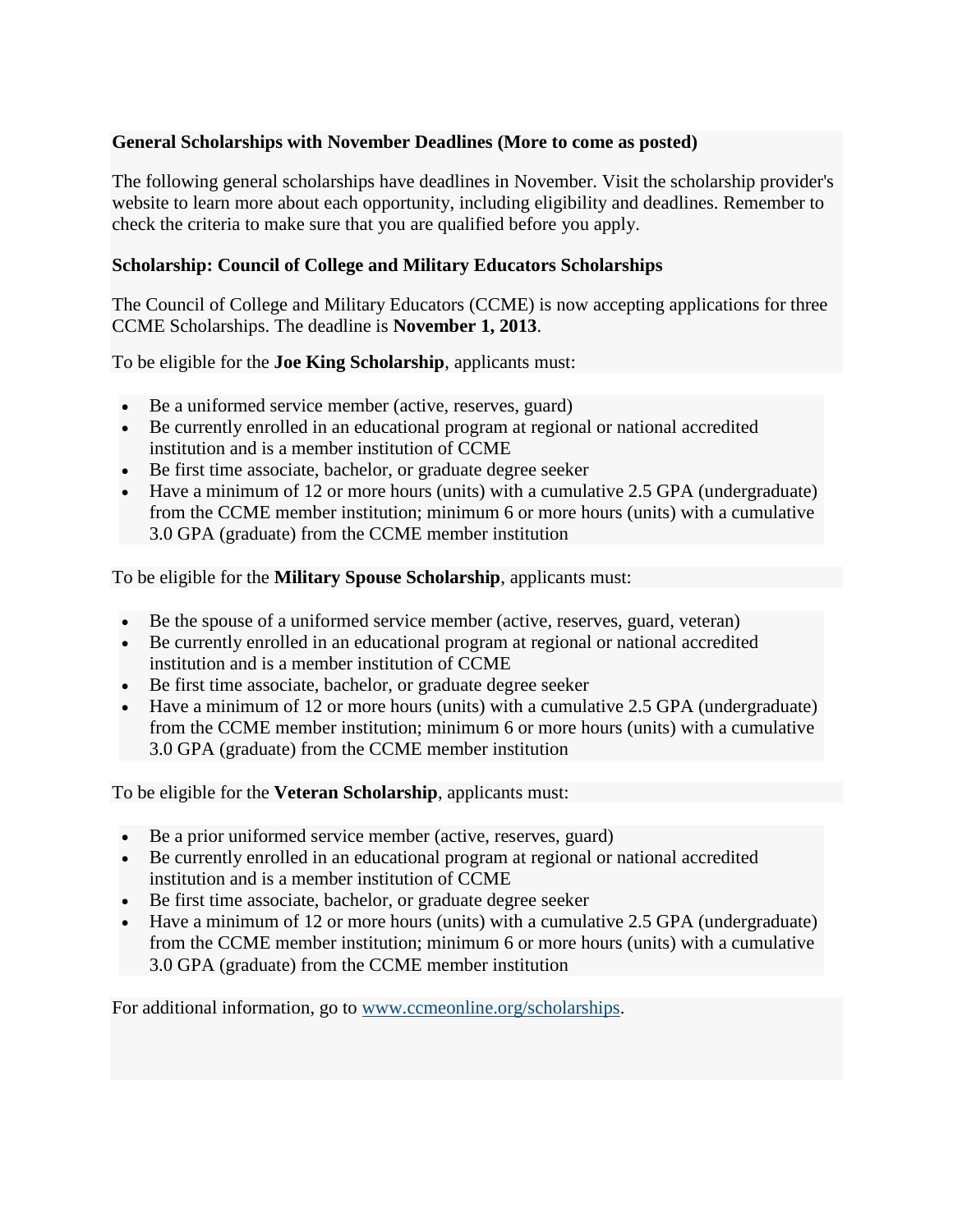**General Scholarships with November Deadlines (More to come as posted)**

The following general scholarships have deadlines in November. Visit the scholarship provider's website to learn more about each opportunity, including eligibility and deadlines. Remember to check the criteria to make sure that you are qualified before you apply.

**Scholarship: Council of College and Military Educators Scholarships**

The Council of College and Military Educators (CCME) is now accepting applications for three CCME Scholarships. The deadline is **November 1, 2013**.

To be eligible for the **Joe King Scholarship**, applicants must:

- Be a uniformed service member (active, reserves, guard)
- Be currently enrolled in an educational program at regional or national accredited institution and is a member institution of CCME
- Be first time associate, bachelor, or graduate degree seeker
- Have a minimum of 12 or more hours (units) with a cumulative 2.5 GPA (undergraduate) from the CCME member institution; minimum 6 or more hours (units) with a cumulative 3.0 GPA (graduate) from the CCME member institution

To be eligible for the **Military Spouse Scholarship**, applicants must:

- Be the spouse of a uniformed service member (active, reserves, guard, veteran)
- Be currently enrolled in an educational program at regional or national accredited institution and is a member institution of CCME
- Be first time associate, bachelor, or graduate degree seeker
- Have a minimum of 12 or more hours (units) with a cumulative 2.5 GPA (undergraduate) from the CCME member institution; minimum 6 or more hours (units) with a cumulative 3.0 GPA (graduate) from the CCME member institution

To be eligible for the **Veteran Scholarship**, applicants must:

- Be a prior uniformed service member (active, reserves, guard)
- Be currently enrolled in an educational program at regional or national accredited institution and is a member institution of CCME
- Be first time associate, bachelor, or graduate degree seeker
- Have a minimum of 12 or more hours (units) with a cumulative 2.5 GPA (undergraduate) from the CCME member institution; minimum 6 or more hours (units) with a cumulative 3.0 GPA (graduate) from the CCME member institution

For additional information, go to [www.ccmeonline.org/scholarships](http://www.ccmeonline.org/scholarships).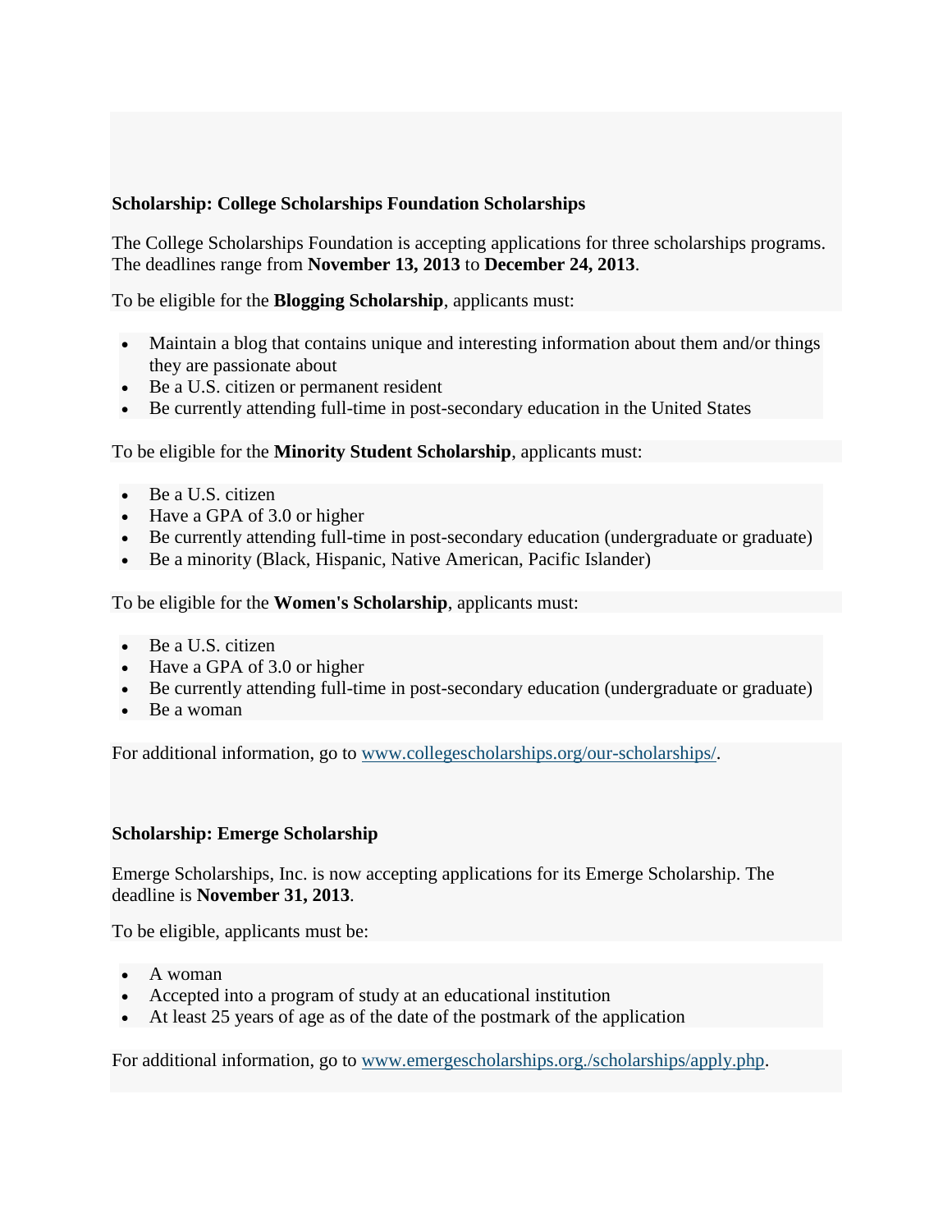**Scholarship: College Scholarships Foundation Scholarships**

The College Scholarships Foundation is accepting applications for three scholarships programs. The deadlines range from **November 13, 2013** to **December 24, 2013**.

To be eligible for the **Blogging Scholarship**, applicants must:

- Maintain a blog that contains unique and interesting information about them and/or things they are passionate about
- Be a U.S. citizen or permanent resident
- Be currently attending full-time in post-secondary education in the United States

To be eligible for the **Minority Student Scholarship**, applicants must:

- Be a U.S. citizen
- Have a GPA of 3.0 or higher
- Be currently attending full-time in post-secondary education (undergraduate or graduate)
- Be a minority (Black, Hispanic, Native American, Pacific Islander)

To be eligible for the **Women's Scholarship**, applicants must:

- Be a U.S. citizen
- Have a GPA of 3.0 or higher
- Be currently attending full-time in post-secondary education (undergraduate or graduate)
- Be a woman

For additional information, go to www.collegescholarships.org/our-scholarships/.

**Scholarship: Emerge Scholarship**

Emerge Scholarships, Inc. is now accepting applications for its Emerge Scholarship. The deadline is **November 31, 2013**.

To be eligible, applicants must be:

- A woman
- Accepted into a program of study at an educational institution
- At least 25 years of age as of the date of the postmark of the application

For additional information, go to www.emergescholarships.org./scholarships/apply.php.